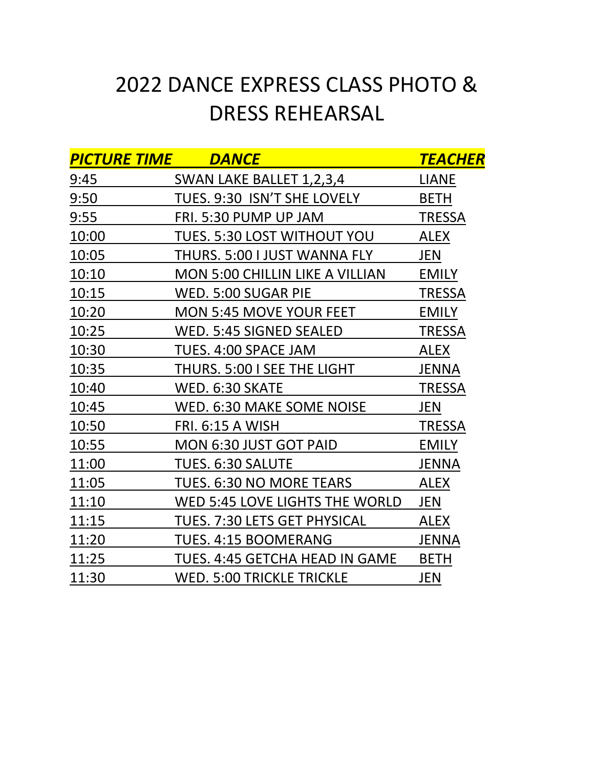# 2022 DANCE EXPRESS CLASS PHOTO & DRESS REHEARSAL

| ***PICTURE TIME*** | ***DANCE*** | ***TEACHER*** |
|---|---|---|
| 9:45 | SWAN LAKE BALLET 1,2,3,4 | LIANE |
| 9:50 | TUES. 9:30 ISN'T SHE LOVELY | BETH |
| 9:55 | FRI. 5:30 PUMP UP JAM | TRESSA |
| 10:00 | TUES. 5:30 LOST WITHOUT YOU | ALEX |
| 10:05 | THURS. 5:00 I JUST WANNA FLY | JEN |
| 10:10 | MON 5:00 CHILLIN LIKE A VILLIAN | EMILY |
| 10:15 | WED. 5:00 SUGAR PIE | TRESSA |
| 10:20 | MON 5:45 MOVE YOUR FEET | EMILY |
| 10:25 | WED. 5:45 SIGNED SEALED | TRESSA |
| 10:30 | TUES. 4:00 SPACE JAM | ALEX |
| 10:35 | THURS. 5:00 I SEE THE LIGHT | JENNA |
| 10:40 | WED. 6:30 SKATE | TRESSA |
| 10:45 | WED. 6:30 MAKE SOME NOISE | JEN |
| 10:50 | FRI. 6:15 A WISH | TRESSA |
| 10:55 | MON 6:30 JUST GOT PAID | EMILY |
| 11:00 | TUES. 6:30 SALUTE | JENNA |
| 11:05 | TUES. 6:30 NO MORE TEARS | ALEX |
| 11:10 | WED 5:45 LOVE LIGHTS THE WORLD | JEN |
| 11:15 | TUES. 7:30 LETS GET PHYSICAL | ALEX |
| 11:20 | TUES. 4:15 BOOMERANG | JENNA |
| 11:25 | TUES. 4:45 GETCHA HEAD IN GAME | BETH |
| 11:30 | WED. 5:00 TRICKLE TRICKLE | JEN |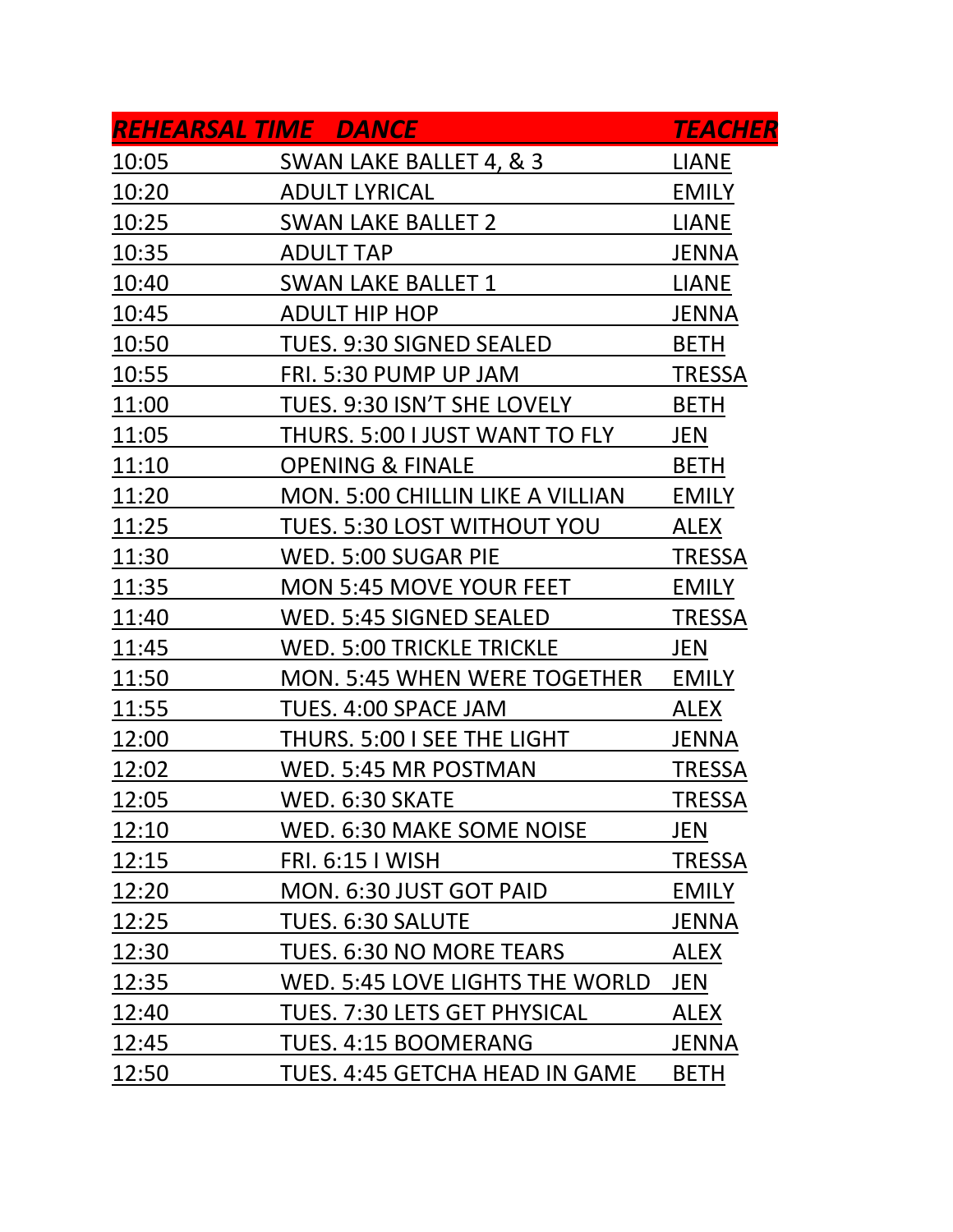| REHEARSAL TIME | DANCE | TEACHER |
|---|---|---|
| 10:05 | SWAN LAKE BALLET 4, & 3 | LIANE |
| 10:20 | ADULT LYRICAL | EMILY |
| 10:25 | SWAN LAKE BALLET 2 | LIANE |
| 10:35 | ADULT TAP | JENNA |
| 10:40 | SWAN LAKE BALLET 1 | LIANE |
| 10:45 | ADULT HIP HOP | JENNA |
| 10:50 | TUES. 9:30 SIGNED SEALED | BETH |
| 10:55 | FRI. 5:30 PUMP UP JAM | TRESSA |
| 11:00 | TUES. 9:30 ISN'T SHE LOVELY | BETH |
| 11:05 | THURS. 5:00 I JUST WANT TO FLY | JEN |
| 11:10 | OPENING & FINALE | BETH |
| 11:20 | MON. 5:00 CHILLIN LIKE A VILLIAN | EMILY |
| 11:25 | TUES. 5:30 LOST WITHOUT YOU | ALEX |
| 11:30 | WED. 5:00 SUGAR PIE | TRESSA |
| 11:35 | MON 5:45 MOVE YOUR FEET | EMILY |
| 11:40 | WED. 5:45 SIGNED SEALED | TRESSA |
| 11:45 | WED. 5:00 TRICKLE TRICKLE | JEN |
| 11:50 | MON. 5:45 WHEN WERE TOGETHER | EMILY |
| 11:55 | TUES. 4:00 SPACE JAM | ALEX |
| 12:00 | THURS. 5:00 I SEE THE LIGHT | JENNA |
| 12:02 | WED. 5:45 MR POSTMAN | TRESSA |
| 12:05 | WED. 6:30 SKATE | TRESSA |
| 12:10 | WED. 6:30 MAKE SOME NOISE | JEN |
| 12:15 | FRI. 6:15 I WISH | TRESSA |
| 12:20 | MON. 6:30 JUST GOT PAID | EMILY |
| 12:25 | TUES. 6:30 SALUTE | JENNA |
| 12:30 | TUES. 6:30 NO MORE TEARS | ALEX |
| 12:35 | WED. 5:45 LOVE LIGHTS THE WORLD | JEN |
| 12:40 | TUES. 7:30 LETS GET PHYSICAL | ALEX |
| 12:45 | TUES. 4:15 BOOMERANG | JENNA |
| 12:50 | TUES. 4:45 GETCHA HEAD IN GAME | BETH |